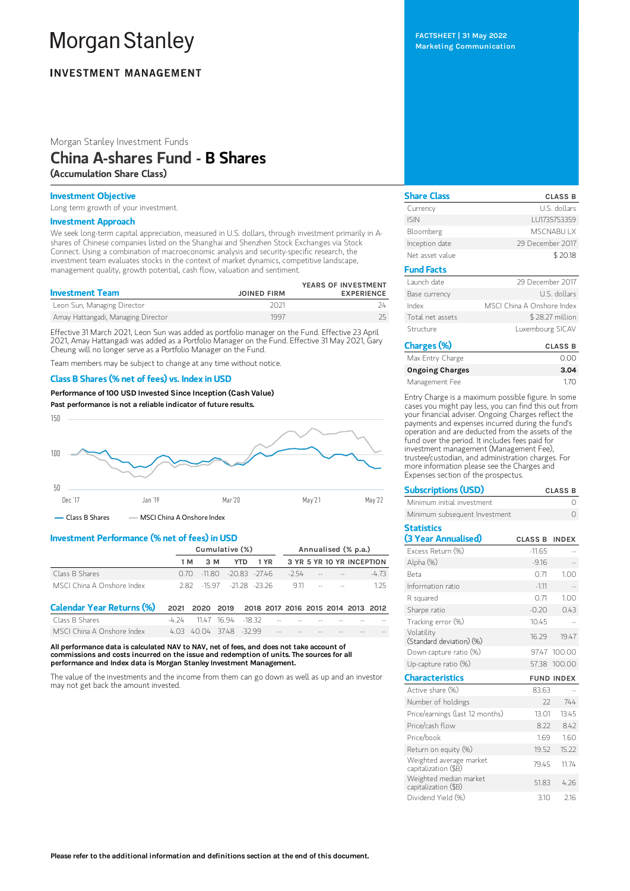# Morgan Stanley

**INVESTMENT MANAGEMENT**

FACTSHEET | 31 May 2022
Marketing Communication

Morgan Stanley Investment Funds

## China A-shares Fund - B Shares

**(Accumulation Share Class)**

### Investment Objective

Long term growth of your investment.

### Investment Approach

We seek long-term capital appreciation, measured in U.S. dollars, through investment primarily in A-shares of Chinese companies listed on the Shanghai and Shenzhen Stock Exchanges via Stock Connect. Using a combination of macroeconomic analysis and security-specific research, the investment team evaluates stocks in the context of market dynamics, competitive landscape, management quality, growth potential, cash flow, valuation and sentiment.

| Investment Team | JOINED FIRM | YEARS OF INVESTMENT EXPERIENCE |
|---|---|---|
| Leon Sun, Managing Director | 2021 | 24 |
| Amay Hattangadi, Managing Director | 1997 | 25 |

Effective 31 March 2021, Leon Sun was added as portfolio manager on the Fund. Effective 23 April 2021, Amay Hattangadi was added as a Portfolio Manager on the Fund. Effective 31 May 2021, Gary Cheung will no longer serve as a Portfolio Manager on the Fund.

Team members may be subject to change at any time without notice.

### Class B Shares (% net of fees) vs. Index in USD

**Performance of 100 USD Invested Since Inception (Cash Value)**

**Past performance is not a reliable indicator of future results.**

— Class B Shares — MSCI China A Onshore Index

### Investment Performance (% net of fees) in USD

| | Cumulative (%) | | | | Annualised (% p.a.) | | | |
|---|---|---|---|---|---|---|---|---|
| | 1 M | 3 M | YTD | 1 YR | 3 YR | 5 YR | 10 YR | INCEPTION |
| Class B Shares | 0.70 | -11.80 | -20.83 | -27.46 | -2.54 | -- | -- | -4.73 |
| MSCI China A Onshore Index | 2.82 | -15.97 | -21.28 | -23.26 | 9.11 | -- | -- | 1.25 |

| Calendar Year Returns (%) | 2021 | 2020 | 2019 | 2018 | 2017 | 2016 | 2015 | 2014 | 2013 | 2012 |
|---|---|---|---|---|---|---|---|---|---|---|
| Class B Shares | -4.24 | 11.47 | 16.94 | -18.32 | -- | -- | -- | -- | -- | -- |
| MSCI China A Onshore Index | 4.03 | 40.04 | 37.48 | -32.99 | -- | -- | -- | -- | -- | -- |

**All performance data is calculated NAV to NAV, net of fees, and does not take account of commissions and costs incurred on the issue and redemption of units. The sources for all performance and Index data is Morgan Stanley Investment Management.**

The value of the investments and the income from them can go down as well as up and an investor may not get back the amount invested.

| Share Class | CLASS B |
|---|---|
| Currency | U.S. dollars |
| ISIN | LU1735753359 |
| Bloomberg | MSCNABU LX |
| Inception date | 29 December 2017 |
| Net asset value | $ 20.18 |

| Fund Facts | |
|---|---|
| Launch date | 29 December 2017 |
| Base currency | U.S. dollars |
| Index | MSCI China A Onshore Index |
| Total net assets | $ 28.27 million |
| Structure | Luxembourg SICAV |

| Charges (%) | CLASS B |
|---|---|
| Max Entry Charge | 0.00 |
| **Ongoing Charges** | **3.04** |
| Management Fee | 1.70 |

Entry Charge is a maximum possible figure. In some cases you might pay less, you can find this out from your financial adviser. Ongoing Charges reflect the payments and expenses incurred during the fund's operation and are deducted from the assets of the fund over the period. It includes fees paid for investment management (Management Fee), trustee/custodian, and administration charges. For more information please see the Charges and Expenses section of the prospectus.

| Subscriptions (USD) | CLASS B |
|---|---|
| Minimum initial investment | 0 |
| Minimum subsequent Investment | 0 |

| Statistics (3 Year Annualised) | CLASS B | INDEX |
|---|---|---|
| Excess Return (%) | -11.65 | -- |
| Alpha (%) | -9.16 | -- |
| Beta | 0.71 | 1.00 |
| Information ratio | -1.11 | -- |
| R squared | 0.71 | 1.00 |
| Sharpe ratio | -0.20 | 0.43 |
| Tracking error (%) | 10.45 | -- |
| Volatility (Standard deviation) (%) | 16.29 | 19.47 |
| Down-capture ratio (%) | 97.47 | 100.00 |
| Up-capture ratio (%) | 57.38 | 100.00 |

| Characteristics | FUND | INDEX |
|---|---|---|
| Active share (%) | 83.63 | -- |
| Number of holdings | 22 | 744 |
| Price/earnings (last 12 months) | 13.01 | 13.45 |
| Price/cash flow | 8.22 | 8.42 |
| Price/book | 1.69 | 1.60 |
| Return on equity (%) | 19.52 | 15.22 |
| Weighted average market capitalization ($B) | 79.45 | 11.74 |
| Weighted median market capitalization ($B) | 51.83 | 4.26 |
| Dividend Yield (%) | 3.10 | 2.16 |

**Please refer to the additional information and definitions section at the end of this document.**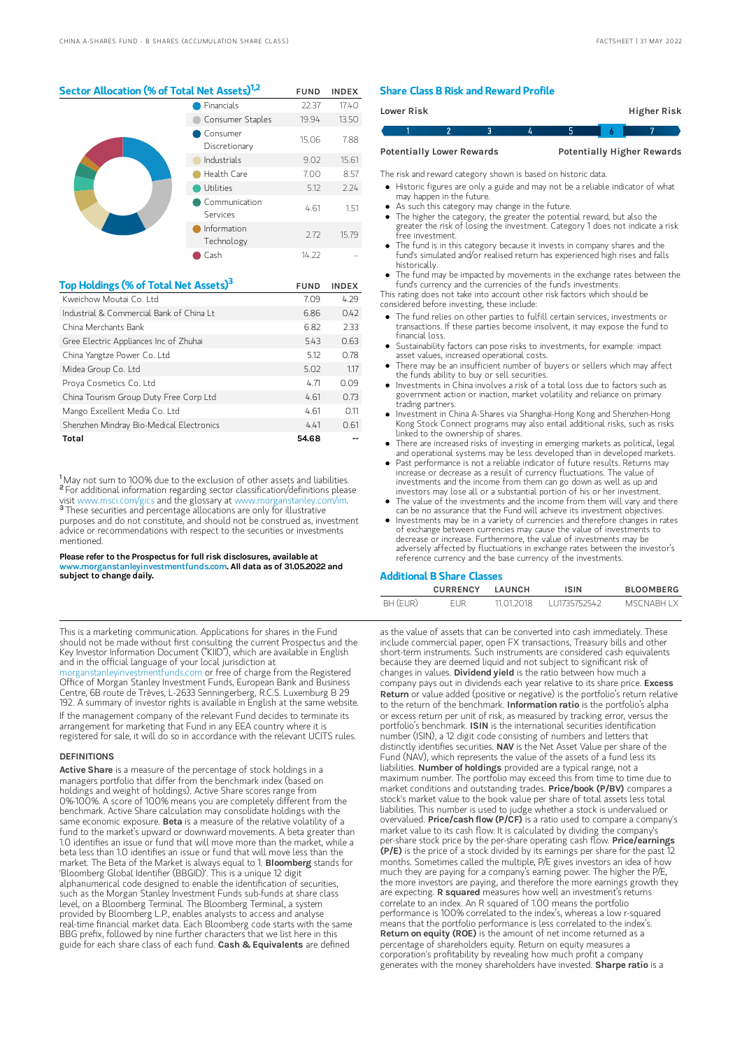## Sector Allocation (% of Total Net Assets)[1,2]

| | FUND | INDEX |
|---|---|---|
| Financials | 22.37 | 17.40 |
| Consumer Staples | 19.94 | 13.50 |
| Consumer Discretionary | 15.06 | 7.88 |
| Industrials | 9.02 | 15.61 |
| Health Care | 7.00 | 8.57 |
| Utilities | 5.12 | 2.24 |
| Communication Services | 4.61 | 1.51 |
| Information Technology | 2.72 | 15.79 |
| Cash | 14.22 | -- |

## Top Holdings (% of Total Net Assets)[3]

| | FUND | INDEX |
|---|---|---|
| Kweichow Moutai Co. Ltd | 7.09 | 4.29 |
| Industrial & Commercial Bank of China Lt | 6.86 | 0.42 |
| China Merchants Bank | 6.82 | 2.33 |
| Gree Electric Appliances Inc of Zhuhai | 5.43 | 0.63 |
| China Yangtze Power Co. Ltd | 5.12 | 0.78 |
| Midea Group Co. Ltd | 5.02 | 1.17 |
| Proya Cosmetics Co. Ltd | 4.71 | 0.09 |
| China Tourism Group Duty Free Corp Ltd | 4.61 | 0.73 |
| Mango Excellent Media Co. Ltd | 4.61 | 0.11 |
| Shenzhen Mindray Bio-Medical Electronics | 4.41 | 0.61 |
| **Total** | **54.68** | -- |

[1] May not sum to 100% due to the exclusion of other assets and liabilities.
[2] For additional information regarding sector classification/definitions please visit www.msci.com/gics and the glossary at www.morganstanley.com/im.
[3] These securities and percentage allocations are only for illustrative purposes and do not constitute, and should not be construed as, investment advice or recommendations with respect to the securities or investments mentioned.

**Please refer to the Prospectus for full risk disclosures, available at www.morganstanleyinvestmentfunds.com. All data as of 31.05.2022 and subject to change daily.**

## Share Class B Risk and Reward Profile

Lower Risk — Higher Risk

1 | 2 | 3 | 4 | 5 | **6** | 7

Potentially Lower Rewards — Potentially Higher Rewards

The risk and reward category shown is based on historic data.

- Historic figures are only a guide and may not be a reliable indicator of what may happen in the future.
- As such this category may change in the future.
- The higher the category, the greater the potential reward, but also the greater the risk of losing the investment. Category 1 does not indicate a risk free investment.
- The fund is in this category because it invests in company shares and the fund's simulated and/or realised return has experienced high rises and falls historically.
- The fund may be impacted by movements in the exchange rates between the fund's currency and the currencies of the fund's investments.

This rating does not take into account other risk factors which should be considered before investing, these include:

- The fund relies on other parties to fulfill certain services, investments or transactions. If these parties become insolvent, it may expose the fund to financial loss.
- Sustainability factors can pose risks to investments, for example: impact asset values, increased operational costs.
- There may be an insufficient number of buyers or sellers which may affect the funds ability to buy or sell securities.
- Investments in China involves a risk of a total loss due to factors such as government action or inaction, market volatility and reliance on primary trading partners.
- Investment in China A-Shares via Shanghai-Hong Kong and Shenzhen-Hong Kong Stock Connect programs may also entail additional risks, such as risks linked to the ownership of shares.
- There are increased risks of investing in emerging markets as political, legal and operational systems may be less developed than in developed markets.
- Past performance is not a reliable indicator of future results. Returns may increase or decrease as a result of currency fluctuations. The value of investments and the income from them can go down as well as up and investors may lose all or a substantial portion of his or her investment.
- The value of the investments and the income from them will vary and there can be no assurance that the Fund will achieve its investment objectives.
- Investments may be in a variety of currencies and therefore changes in rates of exchange between currencies may cause the value of investments to decrease or increase. Furthermore, the value of investments may be adversely affected by fluctuations in exchange rates between the investor's reference currency and the base currency of the investments.

## Additional B Share Classes

| | CURRENCY | LAUNCH | ISIN | BLOOMBERG |
|---|---|---|---|---|
| BH (EUR) | EUR | 11.01.2018 | LU1735752542 | MSCNABH LX |

This is a marketing communication. Applications for shares in the Fund should not be made without first consulting the current Prospectus and the Key Investor Information Document ("KIID"), which are available in English and in the official language of your local jurisdiction at morganstanleyinvestmentfunds.com or free of charge from the Registered Office of Morgan Stanley Investment Funds, European Bank and Business Centre, 6B route de Trèves, L-2633 Senningerberg, R.C.S. Luxemburg B 29 192. A summary of investor rights is available in English at the same website.

If the management company of the relevant Fund decides to terminate its arrangement for marketing that Fund in any EEA country where it is registered for sale, it will do so in accordance with the relevant UCITS rules.

### DEFINITIONS

**Active Share** is a measure of the percentage of stock holdings in a managers portfolio that differ from the benchmark index (based on holdings and weight of holdings). Active Share scores range from 0%-100%. A score of 100% means you are completely different from the benchmark. Active Share calculation may consolidate holdings with the same economic exposure. **Beta** is a measure of the relative volatility of a fund to the market's upward or downward movements. A beta greater than 1.0 identifies an issue or fund that will move more than the market, while a beta less than 1.0 identifies an issue or fund that will move less than the market. The Beta of the Market is always equal to 1. **Bloomberg** stands for 'Bloomberg Global Identifier (BBGID)'. This is a unique 12 digit alphanumerical code designed to enable the identification of securities, such as the Morgan Stanley Investment Funds sub-funds at share class level, on a Bloomberg Terminal. The Bloomberg Terminal, a system provided by Bloomberg L.P., enables analysts to access and analyse real-time financial market data. Each Bloomberg code starts with the same BBG prefix, followed by nine further characters that we list here in this guide for each share class of each fund. **Cash & Equivalents** are defined as the value of assets that can be converted into cash immediately. These include commercial paper, open FX transactions, Treasury bills and other short-term instruments. Such instruments are considered cash equivalents because they are deemed liquid and not subject to significant risk of changes in values. **Dividend yield** is the ratio between how much a company pays out in dividends each year relative to its share price. **Excess Return** or value added (positive or negative) is the portfolio's return relative to the return of the benchmark. **Information ratio** is the portfolio's alpha or excess return per unit of risk, as measured by tracking error, versus the portfolio's benchmark. **ISIN** is the international securities identification number (ISIN), a 12 digit code consisting of numbers and letters that distinctly identifies securities. **NAV** is the Net Asset Value per share of the Fund (NAV), which represents the value of the assets of a fund less its liabilities. **Number of holdings** provided are a typical range, not a maximum number. The portfolio may exceed this from time to time due to market conditions and outstanding trades. **Price/book (P/BV)** compares a stock's market value to the book value per share of total assets less total liabilities. This number is used to judge whether a stock is undervalued or overvalued. **Price/cash flow (P/CF)** is a ratio used to compare a company's market value to its cash flow. It is calculated by dividing the company's per-share stock price by the per-share operating cash flow. **Price/earnings (P/E)** is the price of a stock divided by its earnings per share for the past 12 months. Sometimes called the multiple, P/E gives investors an idea of how much they are paying for a company's earning power. The higher the P/E, the more investors are paying, and therefore the more earnings growth they are expecting. **R squared** measures how well an investment's returns correlate to an index. An R squared of 1.00 means the portfolio performance is 100% correlated to the index's, whereas a low r-squared means that the portfolio performance is less correlated to the index's. **Return on equity (ROE)** is the amount of net income returned as a percentage of shareholders equity. Return on equity measures a corporation's profitability by revealing how much profit a company generates with the money shareholders have invested. **Sharpe ratio** is a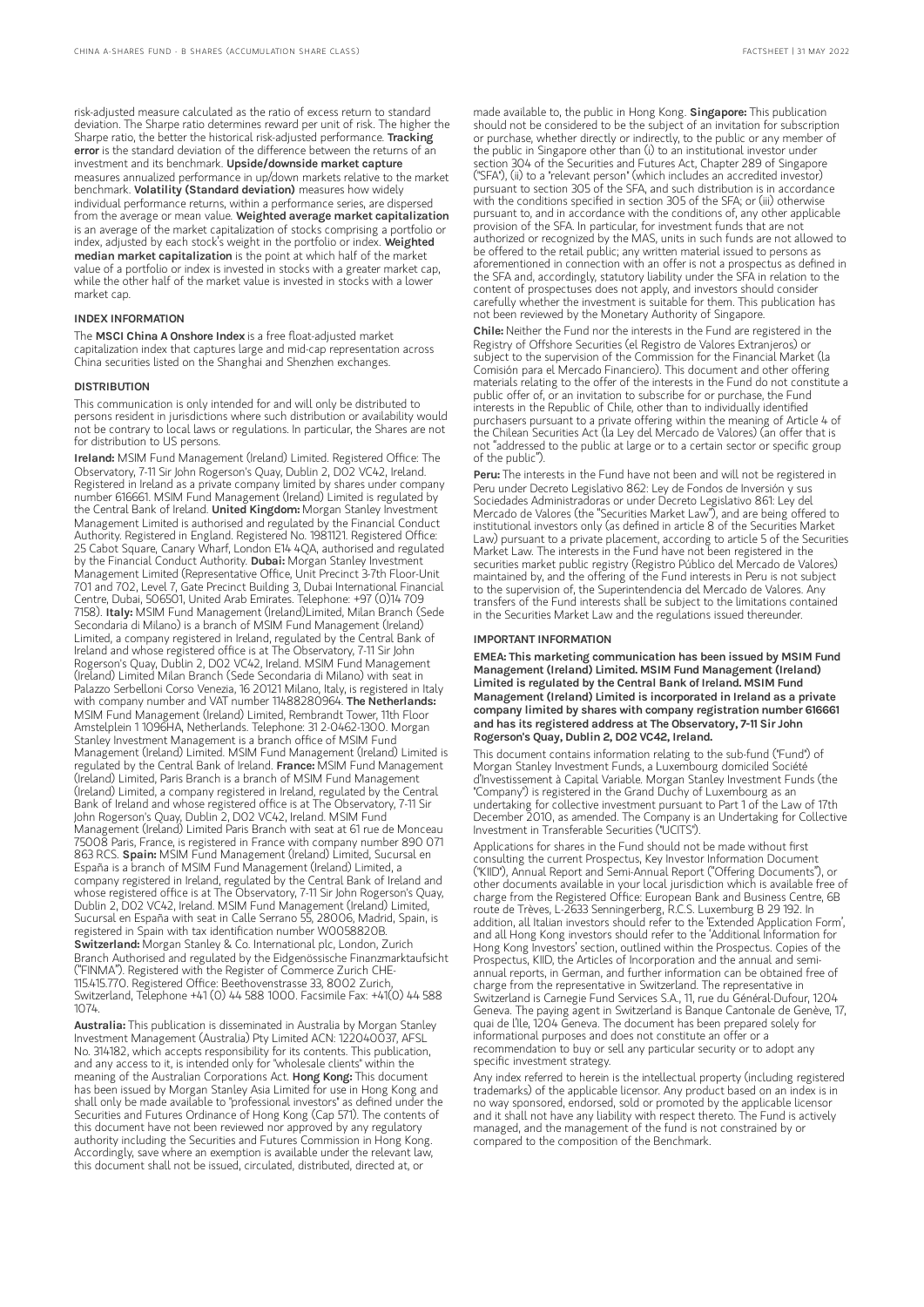risk-adjusted measure calculated as the ratio of excess return to standard deviation. The Sharpe ratio determines reward per unit of risk. The higher the Sharpe ratio, the better the historical risk-adjusted performance. **Tracking error** is the standard deviation of the difference between the returns of an investment and its benchmark. **Upside/downside market capture** measures annualized performance in up/down markets relative to the market benchmark. **Volatility (Standard deviation)** measures how widely individual performance returns, within a performance series, are dispersed from the average or mean value. **Weighted average market capitalization** is an average of the market capitalization of stocks comprising a portfolio or index, adjusted by each stock's weight in the portfolio or index. **Weighted median market capitalization** is the point at which half of the market value of a portfolio or index is invested in stocks with a greater market cap, while the other half of the market value is invested in stocks with a lower market cap.

### INDEX INFORMATION

The **MSCI China A Onshore Index** is a free float-adjusted market capitalization index that captures large and mid-cap representation across China securities listed on the Shanghai and Shenzhen exchanges.

### DISTRIBUTION

This communication is only intended for and will only be distributed to persons resident in jurisdictions where such distribution or availability would not be contrary to local laws or regulations. In particular, the Shares are not for distribution to US persons.

**Ireland:** MSIM Fund Management (Ireland) Limited. Registered Office: The Observatory, 7-11 Sir John Rogerson's Quay, Dublin 2, D02 VC42, Ireland. Registered in Ireland as a private company limited by shares under company number 616661. MSIM Fund Management (Ireland) Limited is regulated by the Central Bank of Ireland. **United Kingdom:** Morgan Stanley Investment Management Limited is authorised and regulated by the Financial Conduct Authority. Registered in England. Registered No. 1981121. Registered Office: 25 Cabot Square, Canary Wharf, London E14 4QA, authorised and regulated by the Financial Conduct Authority. **Dubai:** Morgan Stanley Investment Management Limited (Representative Office, Unit Precinct 3-7th Floor-Unit 701 and 702, Level 7, Gate Precinct Building 3, Dubai International Financial Centre, Dubai, 506501, United Arab Emirates. Telephone: +97 (0)14 709 7158). **Italy:** MSIM Fund Management (Ireland)Limited, Milan Branch (Sede Secondaria di Milano) is a branch of MSIM Fund Management (Ireland) Limited, a company registered in Ireland, regulated by the Central Bank of Ireland and whose registered office is at The Observatory, 7-11 Sir John Rogerson's Quay, Dublin 2, D02 VC42, Ireland. MSIM Fund Management (Ireland) Limited Milan Branch (Sede Secondaria di Milano) with seat in Palazzo Serbelloni Corso Venezia, 16 20121 Milano, Italy, is registered in Italy with company number and VAT number 11488280964. **The Netherlands:** MSIM Fund Management (Ireland) Limited, Rembrandt Tower, 11th Floor Amstelplein 1 1096HA, Netherlands. Telephone: 31 2-0462-1300. Morgan Stanley Investment Management is a branch office of MSIM Fund Management (Ireland) Limited. MSIM Fund Management (Ireland) Limited is regulated by the Central Bank of Ireland. **France:** MSIM Fund Management (Ireland) Limited, Paris Branch is a branch of MSIM Fund Management (Ireland) Limited, a company registered in Ireland, regulated by the Central Bank of Ireland and whose registered office is at The Observatory, 7-11 Sir John Rogerson's Quay, Dublin 2, D02 VC42, Ireland. MSIM Fund Management (Ireland) Limited Paris Branch with seat at 61 rue de Monceau 75008 Paris, France, is registered in France with company number 890 071 863 RCS. **Spain:** MSIM Fund Management (Ireland) Limited, Sucursal en España is a branch of MSIM Fund Management (Ireland) Limited, a company registered in Ireland, regulated by the Central Bank of Ireland and whose registered office is at The Observatory, 7-11 Sir John Rogerson's Quay, Dublin 2, D02 VC42, Ireland. MSIM Fund Management (Ireland) Limited, Sucursal en España with seat in Calle Serrano 55, 28006, Madrid, Spain, is registered in Spain with tax identification number W0058820B. **Switzerland:** Morgan Stanley & Co. International plc, London, Zurich Branch Authorised and regulated by the Eidgenössische Finanzmarktaufsicht ("FINMA"). Registered with the Register of Commerce Zurich CHE-115.415.770. Registered Office: Beethovenstrasse 33, 8002 Zurich, Switzerland, Telephone +41 (0) 44 588 1000. Facsimile Fax: +41(0) 44 588 1074.

**Australia:** This publication is disseminated in Australia by Morgan Stanley Investment Management (Australia) Pty Limited ACN: 122040037, AFSL No. 314182, which accepts responsibility for its contents. This publication, and any access to it, is intended only for "wholesale clients" within the meaning of the Australian Corporations Act. **Hong Kong:** This document has been issued by Morgan Stanley Asia Limited for use in Hong Kong and shall only be made available to "professional investors" as defined under the Securities and Futures Ordinance of Hong Kong (Cap 571). The contents of this document have not been reviewed nor approved by any regulatory authority including the Securities and Futures Commission in Hong Kong. Accordingly, save where an exemption is available under the relevant law, this document shall not be issued, circulated, distributed, directed at, or made available to, the public in Hong Kong. **Singapore:** This publication should not be considered to be the subject of an invitation for subscription or purchase, whether directly or indirectly, to the public or any member of the public in Singapore other than (i) to an institutional investor under section 304 of the Securities and Futures Act, Chapter 289 of Singapore ("SFA"), (ii) to a "relevant person" (which includes an accredited investor) pursuant to section 305 of the SFA, and such distribution is in accordance with the conditions specified in section 305 of the SFA; or (iii) otherwise pursuant to, and in accordance with the conditions of, any other applicable provision of the SFA. In particular, for investment funds that are not authorized or recognized by the MAS, units in such funds are not allowed to be offered to the retail public; any written material issued to persons as aforementioned in connection with an offer is not a prospectus as defined in the SFA and, accordingly, statutory liability under the SFA in relation to the content of prospectuses does not apply, and investors should consider carefully whether the investment is suitable for them. This publication has not been reviewed by the Monetary Authority of Singapore.

**Chile:** Neither the Fund nor the interests in the Fund are registered in the Registry of Offshore Securities (el Registro de Valores Extranjeros) or subject to the supervision of the Commission for the Financial Market (la Comisión para el Mercado Financiero). This document and other offering materials relating to the offer of the interests in the Fund do not constitute a public offer of, or an invitation to subscribe for or purchase, the Fund interests in the Republic of Chile, other than to individually identified purchasers pursuant to a private offering within the meaning of Article 4 of the Chilean Securities Act (la Ley del Mercado de Valores) (an offer that is not "addressed to the public at large or to a certain sector or specific group of the public").

**Peru:** The interests in the Fund have not been and will not be registered in Peru under Decreto Legislativo 862: Ley de Fondos de Inversión y sus Sociedades Administradoras or under Decreto Legislativo 861: Ley del Mercado de Valores (the "Securities Market Law"), and are being offered to institutional investors only (as defined in article 8 of the Securities Market Law) pursuant to a private placement, according to article 5 of the Securities Market Law. The interests in the Fund have not been registered in the securities market public registry (Registro Público del Mercado de Valores) maintained by, and the offering of the Fund interests in Peru is not subject to the supervision of, the Superintendencia del Mercado de Valores. Any transfers of the Fund interests shall be subject to the limitations contained in the Securities Market Law and the regulations issued thereunder.

### IMPORTANT INFORMATION

**EMEA: This marketing communication has been issued by MSIM Fund Management (Ireland) Limited. MSIM Fund Management (Ireland) Limited is regulated by the Central Bank of Ireland. MSIM Fund Management (Ireland) Limited is incorporated in Ireland as a private company limited by shares with company registration number 616661 and has its registered address at The Observatory, 7-11 Sir John Rogerson's Quay, Dublin 2, D02 VC42, Ireland.**

This document contains information relating to the sub-fund ("Fund") of Morgan Stanley Investment Funds, a Luxembourg domiciled Société d'Investissement à Capital Variable. Morgan Stanley Investment Funds (the "Company") is registered in the Grand Duchy of Luxembourg as an undertaking for collective investment pursuant to Part 1 of the Law of 17th December 2010, as amended. The Company is an Undertaking for Collective Investment in Transferable Securities ("UCITS").

Applications for shares in the Fund should not be made without first consulting the current Prospectus, Key Investor Information Document ("KIID"), Annual Report and Semi-Annual Report ("Offering Documents"), or other documents available in your local jurisdiction which is available free of charge from the Registered Office: European Bank and Business Centre, 6B route de Trèves, L-2633 Senningerberg, R.C.S. Luxemburg B 29 192. In addition, all Italian investors should refer to the 'Extended Application Form', and all Hong Kong investors should refer to the 'Additional Information for Hong Kong Investors' section, outlined within the Prospectus. Copies of the Prospectus, KIID, the Articles of Incorporation and the annual and semi-annual reports, in German, and further information can be obtained free of charge from the representative in Switzerland. The representative in Switzerland is Carnegie Fund Services S.A., 11, rue du Général-Dufour, 1204 Geneva. The paying agent in Switzerland is Banque Cantonale de Genève, 17, quai de l'Ile, 1204 Geneva. The document has been prepared solely for informational purposes and does not constitute an offer or a recommendation to buy or sell any particular security or to adopt any specific investment strategy.

Any index referred to herein is the intellectual property (including registered trademarks) of the applicable licensor. Any product based on an index is in no way sponsored, endorsed, sold or promoted by the applicable licensor and it shall not have any liability with respect thereto. The Fund is actively managed, and the management of the fund is not constrained by or compared to the composition of the Benchmark.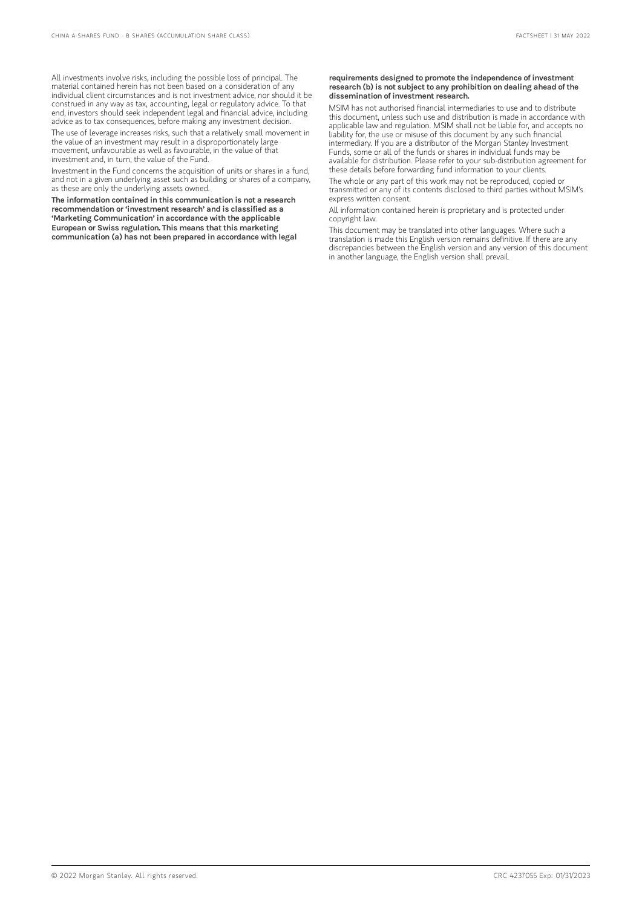All investments involve risks, including the possible loss of principal. The material contained herein has not been based on a consideration of any individual client circumstances and is not investment advice, nor should it be construed in any way as tax, accounting, legal or regulatory advice. To that end, investors should seek independent legal and financial advice, including advice as to tax consequences, before making any investment decision.

The use of leverage increases risks, such that a relatively small movement in the value of an investment may result in a disproportionately large movement, unfavourable as well as favourable, in the value of that investment and, in turn, the value of the Fund.

Investment in the Fund concerns the acquisition of units or shares in a fund, and not in a given underlying asset such as building or shares of a company, as these are only the underlying assets owned.

**The information contained in this communication is not a research recommendation or 'investment research' and is classified as a 'Marketing Communication' in accordance with the applicable European or Swiss regulation. This means that this marketing communication (a) has not been prepared in accordance with legal requirements designed to promote the independence of investment research (b) is not subject to any prohibition on dealing ahead of the dissemination of investment research.**

MSIM has not authorised financial intermediaries to use and to distribute this document, unless such use and distribution is made in accordance with applicable law and regulation. MSIM shall not be liable for, and accepts no liability for, the use or misuse of this document by any such financial intermediary. If you are a distributor of the Morgan Stanley Investment Funds, some or all of the funds or shares in individual funds may be available for distribution. Please refer to your sub-distribution agreement for these details before forwarding fund information to your clients.

The whole or any part of this work may not be reproduced, copied or transmitted or any of its contents disclosed to third parties without MSIM's express written consent.

All information contained herein is proprietary and is protected under copyright law.

This document may be translated into other languages. Where such a translation is made this English version remains definitive. If there are any discrepancies between the English version and any version of this document in another language, the English version shall prevail.

© 2022 Morgan Stanley. All rights reserved.

CRC 4237055 Exp: 01/31/2023